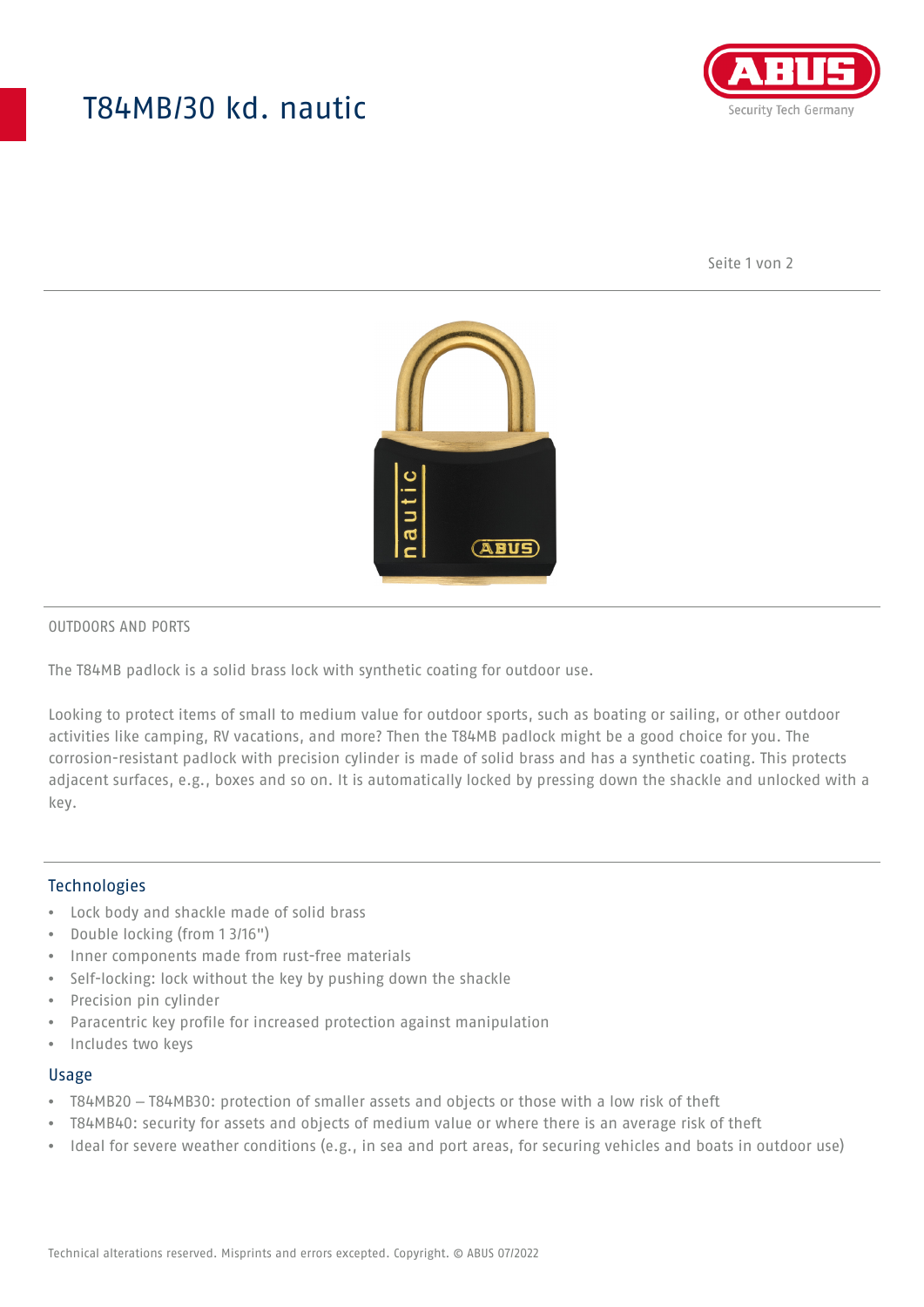# T84MB/30 kd. nautic

OUTDOORS AND PORTS

The T84MB padlock is a solid brass lock with synthetic coating for outdoor use.

Looking to protect items of small to medium value for outdoor sports, such as boating or sailing, or other outdoor activities like camping, RV vacations, and more? Then the T84MB padlock might be a good choice for you. The corrosion-resistant padlock with precision cylinder is made of solid brass and has a synthetic coating. This protects adjacent surfaces, e.g., boxes and so on. It is automatically locked by pressing down the shackle and unlocked with a key.

## Technologies

- Lock body and shackle made of solid brass
- Double locking (from 1 3/16")
- Inner components made from rust-free materials
- Self-locking: lock without the key by pushing down the shackle
- Precision pin cylinder
- Paracentric key profile for increased protection against manipulation
- Includes two keys

## Usage

- T84MB20 – T84MB30: protection of smaller assets and objects or those with a low risk of theft
- T84MB40: security for assets and objects of medium value or where there is an average risk of theft
- Ideal for severe weather conditions (e.g., in sea and port areas, for securing vehicles and boats in outdoor use)

Technical alterations reserved. Misprints and errors excepted. Copyright. © ABUS 07/2022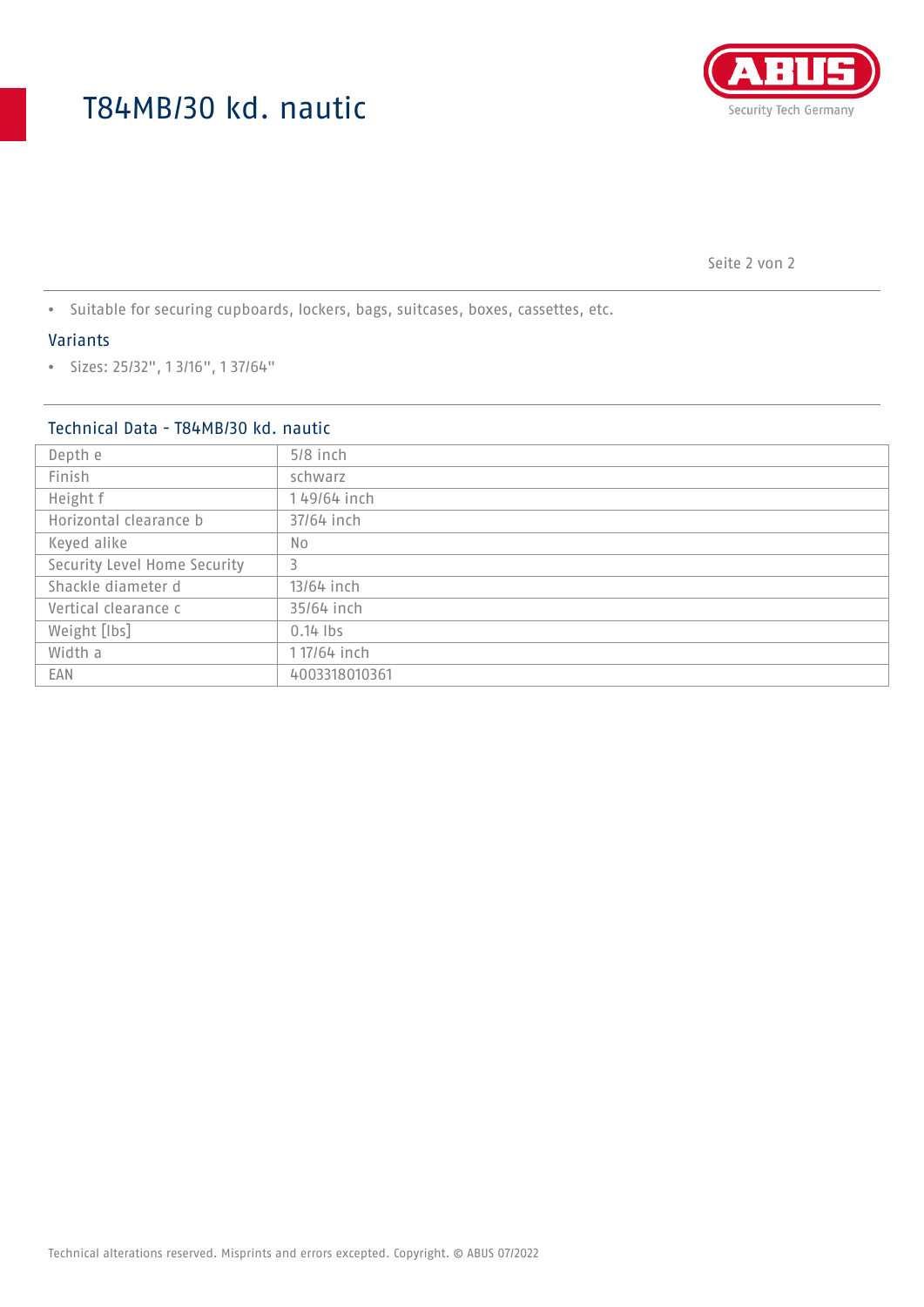- Suitable for securing cupboards, lockers, bags, suitcases, boxes, cassettes, etc.

## Variants

- Sizes: 25/32", 1 3/16", 1 37/64"

## Technical Data - T84MB/30 kd. nautic

| | |
|---|---|
| Depth e | 5/8 inch |
| Finish | schwarz |
| Height f | 1 49/64 inch |
| Horizontal clearance b | 37/64 inch |
| Keyed alike | No |
| Security Level Home Security | 3 |
| Shackle diameter d | 13/64 inch |
| Vertical clearance c | 35/64 inch |
| Weight [lbs] | 0.14 lbs |
| Width a | 1 17/64 inch |
| EAN | 4003318010361 |

Technical alterations reserved. Misprints and errors excepted. Copyright. © ABUS 07/2022